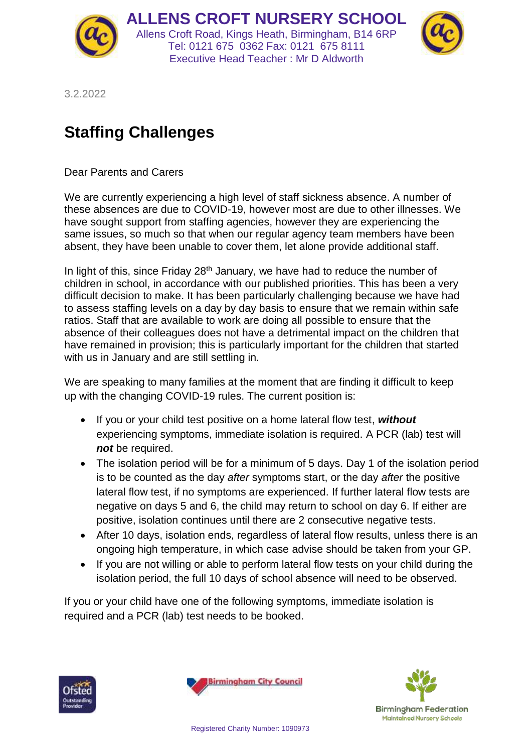# ALLENS CROFT NURSERY SCHOOL

Allens Croft Road, Kings Heath, Birmingham, B14 6RP
Tel: 0121 675 0362 Fax: 0121 675 8111
Executive Head Teacher : Mr D Aldworth

3.2.2022

## Staffing Challenges

Dear Parents and Carers

We are currently experiencing a high level of staff sickness absence. A number of these absences are due to COVID-19, however most are due to other illnesses. We have sought support from staffing agencies, however they are experiencing the same issues, so much so that when our regular agency team members have been absent, they have been unable to cover them, let alone provide additional staff.

In light of this, since Friday 28th January, we have had to reduce the number of children in school, in accordance with our published priorities. This has been a very difficult decision to make. It has been particularly challenging because we have had to assess staffing levels on a day by day basis to ensure that we remain within safe ratios. Staff that are available to work are doing all possible to ensure that the absence of their colleagues does not have a detrimental impact on the children that have remained in provision; this is particularly important for the children that started with us in January and are still settling in.

We are speaking to many families at the moment that are finding it difficult to keep up with the changing COVID-19 rules. The current position is:

- If you or your child test positive on a home lateral flow test, ***without*** experiencing symptoms, immediate isolation is required. A PCR (lab) test will ***not*** be required.
- The isolation period will be for a minimum of 5 days. Day 1 of the isolation period is to be counted as the day *after* symptoms start, or the day *after* the positive lateral flow test, if no symptoms are experienced. If further lateral flow tests are negative on days 5 and 6, the child may return to school on day 6. If either are positive, isolation continues until there are 2 consecutive negative tests.
- After 10 days, isolation ends, regardless of lateral flow results, unless there is an ongoing high temperature, in which case advise should be taken from your GP.
- If you are not willing or able to perform lateral flow tests on your child during the isolation period, the full 10 days of school absence will need to be observed.

If you or your child have one of the following symptoms, immediate isolation is required and a PCR (lab) test needs to be booked.

Registered Charity Number: 1090973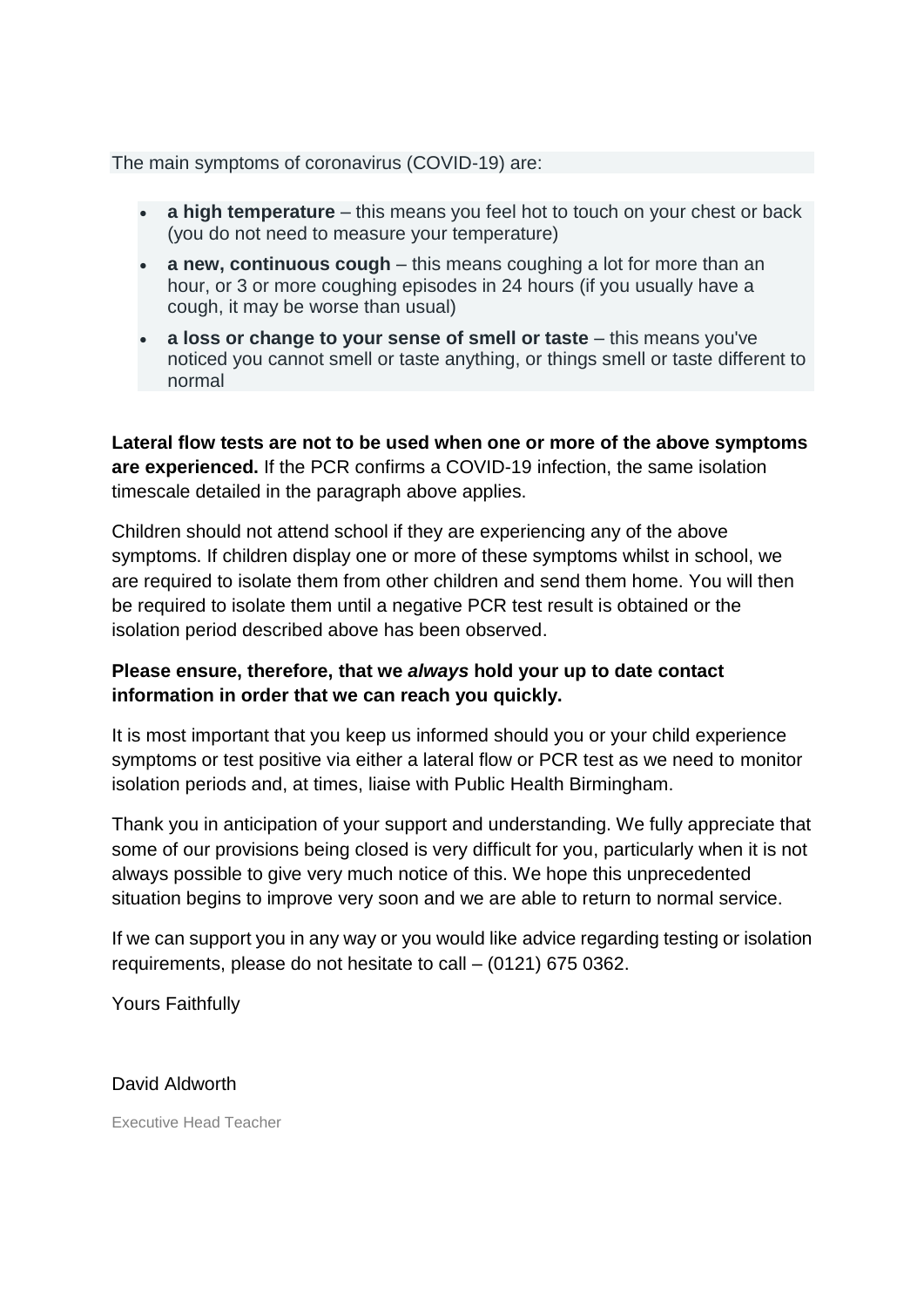The main symptoms of coronavirus (COVID-19) are:

- **a high temperature** – this means you feel hot to touch on your chest or back (you do not need to measure your temperature)
- **a new, continuous cough** – this means coughing a lot for more than an hour, or 3 or more coughing episodes in 24 hours (if you usually have a cough, it may be worse than usual)
- **a loss or change to your sense of smell or taste** – this means you've noticed you cannot smell or taste anything, or things smell or taste different to normal

**Lateral flow tests are not to be used when one or more of the above symptoms are experienced.** If the PCR confirms a COVID-19 infection, the same isolation timescale detailed in the paragraph above applies.

Children should not attend school if they are experiencing any of the above symptoms. If children display one or more of these symptoms whilst in school, we are required to isolate them from other children and send them home. You will then be required to isolate them until a negative PCR test result is obtained or the isolation period described above has been observed.

**Please ensure, therefore, that we *always* hold your up to date contact information in order that we can reach you quickly.**

It is most important that you keep us informed should you or your child experience symptoms or test positive via either a lateral flow or PCR test as we need to monitor isolation periods and, at times, liaise with Public Health Birmingham.

Thank you in anticipation of your support and understanding. We fully appreciate that some of our provisions being closed is very difficult for you, particularly when it is not always possible to give very much notice of this. We hope this unprecedented situation begins to improve very soon and we are able to return to normal service.

If we can support you in any way or you would like advice regarding testing or isolation requirements, please do not hesitate to call – (0121) 675 0362.

Yours Faithfully

David Aldworth

Executive Head Teacher